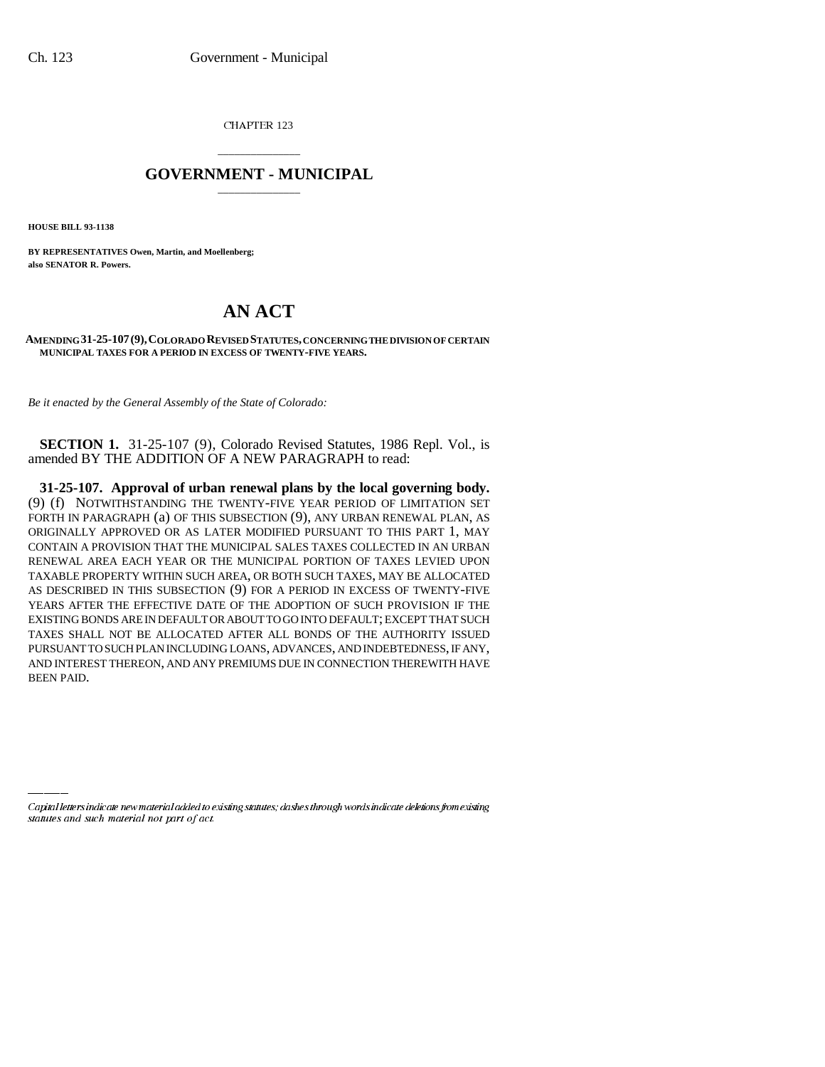CHAPTER 123

# GOVERNMENT - MUNICIPAL

**HOUSE BILL 93-1138**

**BY REPRESENTATIVES Owen, Martin, and Moellenberg; also SENATOR R. Powers.**

# AN ACT

**AMENDING 31-25-107 (9), COLORADO REVISED STATUTES, CONCERNING THE DIVISION OF CERTAIN MUNICIPAL TAXES FOR A PERIOD IN EXCESS OF TWENTY-FIVE YEARS.**

*Be it enacted by the General Assembly of the State of Colorado:*

**SECTION 1.** 31-25-107 (9), Colorado Revised Statutes, 1986 Repl. Vol., is amended BY THE ADDITION OF A NEW PARAGRAPH to read:

**31-25-107. Approval of urban renewal plans by the local governing body.** (9) (f) NOTWITHSTANDING THE TWENTY-FIVE YEAR PERIOD OF LIMITATION SET FORTH IN PARAGRAPH (a) OF THIS SUBSECTION (9), ANY URBAN RENEWAL PLAN, AS ORIGINALLY APPROVED OR AS LATER MODIFIED PURSUANT TO THIS PART 1, MAY CONTAIN A PROVISION THAT THE MUNICIPAL SALES TAXES COLLECTED IN AN URBAN RENEWAL AREA EACH YEAR OR THE MUNICIPAL PORTION OF TAXES LEVIED UPON TAXABLE PROPERTY WITHIN SUCH AREA, OR BOTH SUCH TAXES, MAY BE ALLOCATED AS DESCRIBED IN THIS SUBSECTION (9) FOR A PERIOD IN EXCESS OF TWENTY-FIVE YEARS AFTER THE EFFECTIVE DATE OF THE ADOPTION OF SUCH PROVISION IF THE EXISTING BONDS ARE IN DEFAULT OR ABOUT TO GO INTO DEFAULT; EXCEPT THAT SUCH TAXES SHALL NOT BE ALLOCATED AFTER ALL BONDS OF THE AUTHORITY ISSUED PURSUANT TO SUCH PLAN INCLUDING LOANS, ADVANCES, AND INDEBTEDNESS, IF ANY, AND INTEREST THEREON, AND ANY PREMIUMS DUE IN CONNECTION THEREWITH HAVE BEEN PAID.

*Capital letters indicate new material added to existing statutes; dashes through words indicate deletions from existing statutes and such material not part of act.*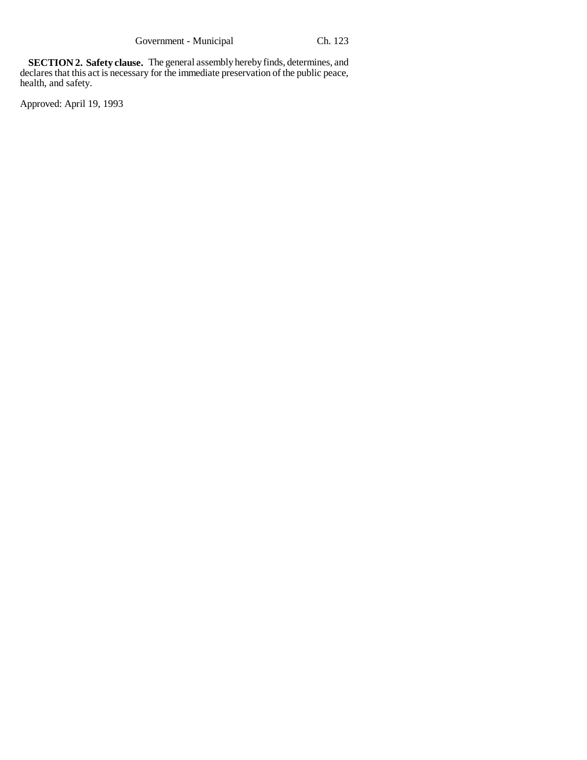**SECTION 2. Safety clause.** The general assembly hereby finds, determines, and declares that this act is necessary for the immediate preservation of the public peace, health, and safety.

Approved: April 19, 1993